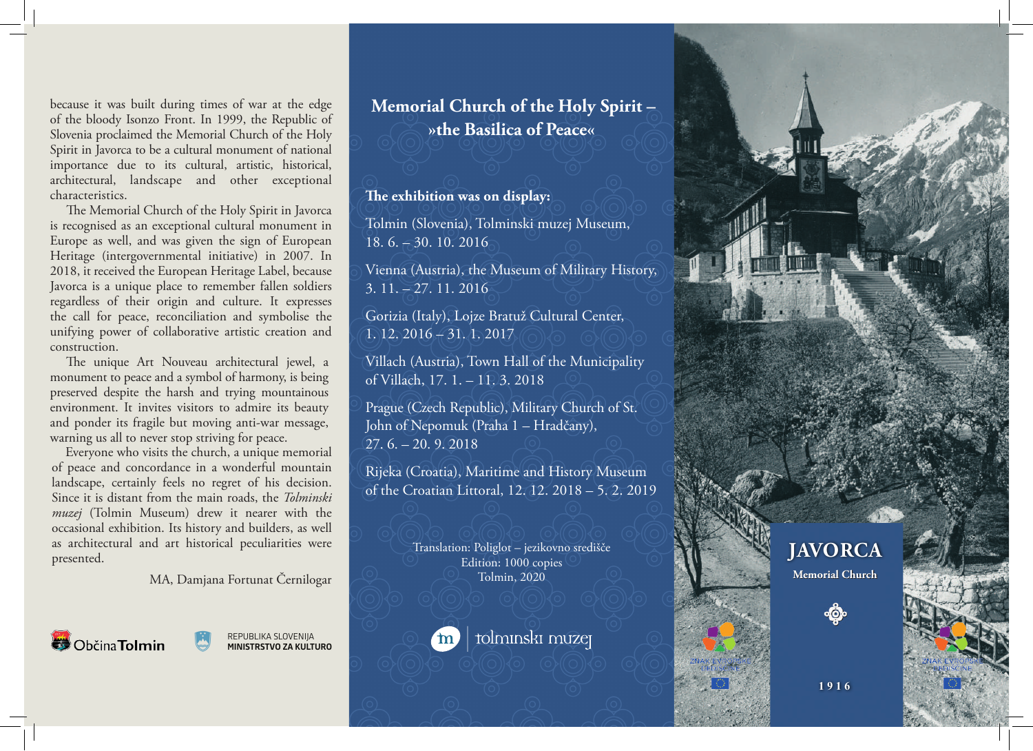because it was built during times of war at the edge of the bloody Isonzo Front. In 1999, the Republic of Slovenia proclaimed the Memorial Church of the Holy Spirit in Javorca to be a cultural monument of national importance due to its cultural, artistic, historical, architectural, landscape and other exceptional characteristics.

The Memorial Church of the Holy Spirit in Javorca is recognised as an exceptional cultural monument in Europe as well, and was given the sign of European Heritage (intergovernmental initiative) in 2007. In 2018, it received the European Heritage Label, because Javorca is a unique place to remember fallen soldiers regardless of their origin and culture. It expresses the call for peace, reconciliation and symbolise the unifying power of collaborative artistic creation and construction.

The unique Art Nouveau architectural jewel, a monument to peace and a symbol of harmony, is being preserved despite the harsh and trying mountainous environment. It invites visitors to admire its beauty and ponder its fragile but moving anti-war message, warning us all to never stop striving for peace.

Everyone who visits the church, a unique memorial of peace and concordance in a wonderful mountain landscape, certainly feels no regret of his decision. Since it is distant from the main roads, the *Tolminski muzej* (Tolmin Museum) drew it nearer with the occasional exhibition. Its history and builders, as well as architectural and art historical peculiarities were presented.

MA, Damjana Fortunat Černilogar

Občina Tolmin

REPUBLIKA SLOVENIJA
**MINISTRSTVO ZA KULTURO**

# Memorial Church of the Holy Spirit – »the Basilica of Peace«

**The exhibition was on display:**

Tolmin (Slovenia), Tolminski muzej Museum, 18. 6. – 30. 10. 2016

Vienna (Austria), the Museum of Military History, 3. 11. – 27. 11. 2016

Gorizia (Italy), Lojze Bratuž Cultural Center, 1. 12. 2016 – 31. 1. 2017

Villach (Austria), Town Hall of the Municipality of Villach, 17. 1. – 11. 3. 2018

Prague (Czech Republic), Military Church of St. John of Nepomuk (Praha 1 – Hradčany), 27. 6. – 20. 9. 2018

Rijeka (Croatia), Maritime and History Museum of the Croatian Littoral, 12. 12. 2018 – 5. 2. 2019

Translation: Poliglot – jezikovno središče
Edition: 1000 copies
Tolmin, 2020

tolminski muzej

# JAVORCA

**Memorial Church**

ZNAK EVROPSKE DEDIŠČINE

**1916**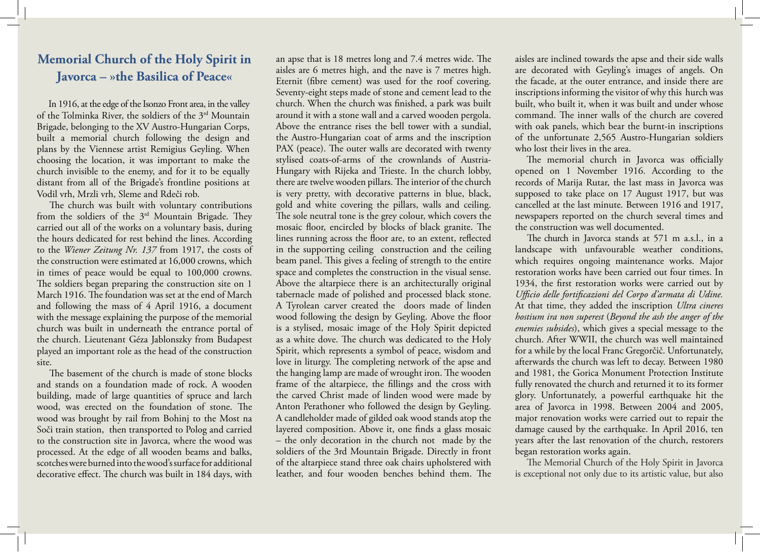# Memorial Church of the Holy Spirit in Javorca – »the Basilica of Peace«

In 1916, at the edge of the Isonzo Front area, in the valley of the Tolminka River, the soldiers of the 3rd Mountain Brigade, belonging to the XV Austro-Hungarian Corps, built a memorial church following the design and plans by the Viennese artist Remigius Geyling. When choosing the location, it was important to make the church invisible to the enemy, and for it to be equally distant from all of the Brigade's frontline positions at Vodil vrh, Mrzli vrh, Sleme and Rdeči rob.

The church was built with voluntary contributions from the soldiers of the 3rd Mountain Brigade. They carried out all of the works on a voluntary basis, during the hours dedicated for rest behind the lines. According to the *Wiener Zeitung Nr. 137* from 1917, the costs of the construction were estimated at 16,000 crowns, which in times of peace would be equal to 100,000 crowns. The soldiers began preparing the construction site on 1 March 1916. The foundation was set at the end of March and following the mass of 4 April 1916, a document with the message explaining the purpose of the memorial church was built in underneath the entrance portal of the church. Lieutenant Géza Jablonszky from Budapest played an important role as the head of the construction site.

The basement of the church is made of stone blocks and stands on a foundation made of rock. A wooden building, made of large quantities of spruce and larch wood, was erected on the foundation of stone. The wood was brought by rail from Bohinj to the Most na Soči train station, then transported to Polog and carried to the construction site in Javorca, where the wood was processed. At the edge of all wooden beams and balks, scotches were burned into the wood's surface for additional decorative effect. The church was built in 184 days, with an apse that is 18 metres long and 7.4 metres wide. The aisles are 6 metres high, and the nave is 7 metres high. Eternit (fibre cement) was used for the roof covering. Seventy-eight steps made of stone and cement lead to the church. When the church was finished, a park was built around it with a stone wall and a carved wooden pergola. Above the entrance rises the bell tower with a sundial, the Austro-Hungarian coat of arms and the inscription PAX (peace). The outer walls are decorated with twenty stylised coats-of-arms of the crownlands of Austria-Hungary with Rijeka and Trieste. In the church lobby, there are twelve wooden pillars. The interior of the church is very pretty, with decorative patterns in blue, black, gold and white covering the pillars, walls and ceiling. The sole neutral tone is the grey colour, which covers the mosaic floor, encircled by blocks of black granite. The lines running across the floor are, to an extent, reflected in the supporting ceiling construction and the ceiling beam panel. This gives a feeling of strength to the entire space and completes the construction in the visual sense. Above the altarpiece there is an architecturally original tabernacle made of polished and processed black stone. A Tyrolean carver created the doors made of linden wood following the design by Geyling. Above the floor is a stylised, mosaic image of the Holy Spirit depicted as a white dove. The church was dedicated to the Holy Spirit, which represents a symbol of peace, wisdom and love in liturgy. The completing network of the apse and the hanging lamp are made of wrought iron. The wooden frame of the altarpiece, the fillings and the cross with the carved Christ made of linden wood were made by Anton Perathoner who followed the design by Geyling. A candleholder made of gilded oak wood stands atop the layered composition. Above it, one finds a glass mosaic – the only decoration in the church not made by the soldiers of the 3rd Mountain Brigade. Directly in front of the altarpiece stand three oak chairs upholstered with leather, and four wooden benches behind them. The aisles are inclined towards the apse and their side walls are decorated with Geyling's images of angels. On the facade, at the outer entrance, and inside there are inscriptions informing the visitor of why this hurch was built, who built it, when it was built and under whose command. The inner walls of the church are covered with oak panels, which bear the burnt-in inscriptions of the unfortunate 2,565 Austro-Hungarian soldiers who lost their lives in the area.

The memorial church in Javorca was officially opened on 1 November 1916. According to the records of Marija Rutar, the last mass in Javorca was supposed to take place on 17 August 1917, but was cancelled at the last minute. Between 1916 and 1917, newspapers reported on the church several times and the construction was well documented.

The church in Javorca stands at 571 m a.s.l., in a landscape with unfavourable weather conditions, which requires ongoing maintenance works. Major restoration works have been carried out four times. In 1934, the first restoration works were carried out by *Ufficio delle fortificazioni del Corpo d'armata di Udine.* At that time, they added the inscription *Ultra cineres hostium ira non superest* (*Beyond the ash the anger of the enemies subsides*), which gives a special message to the church. After WWII, the church was well maintained for a while by the local Franc Gregorčič. Unfortunately, afterwards the church was left to decay. Between 1980 and 1981, the Gorica Monument Protection Institute fully renovated the church and returned it to its former glory. Unfortunately, a powerful earthquake hit the area of Javorca in 1998. Between 2004 and 2005, major renovation works were carried out to repair the damage caused by the earthquake. In April 2016, ten years after the last renovation of the church, restorers began restoration works again.

The Memorial Church of the Holy Spirit in Javorca is exceptional not only due to its artistic value, but also